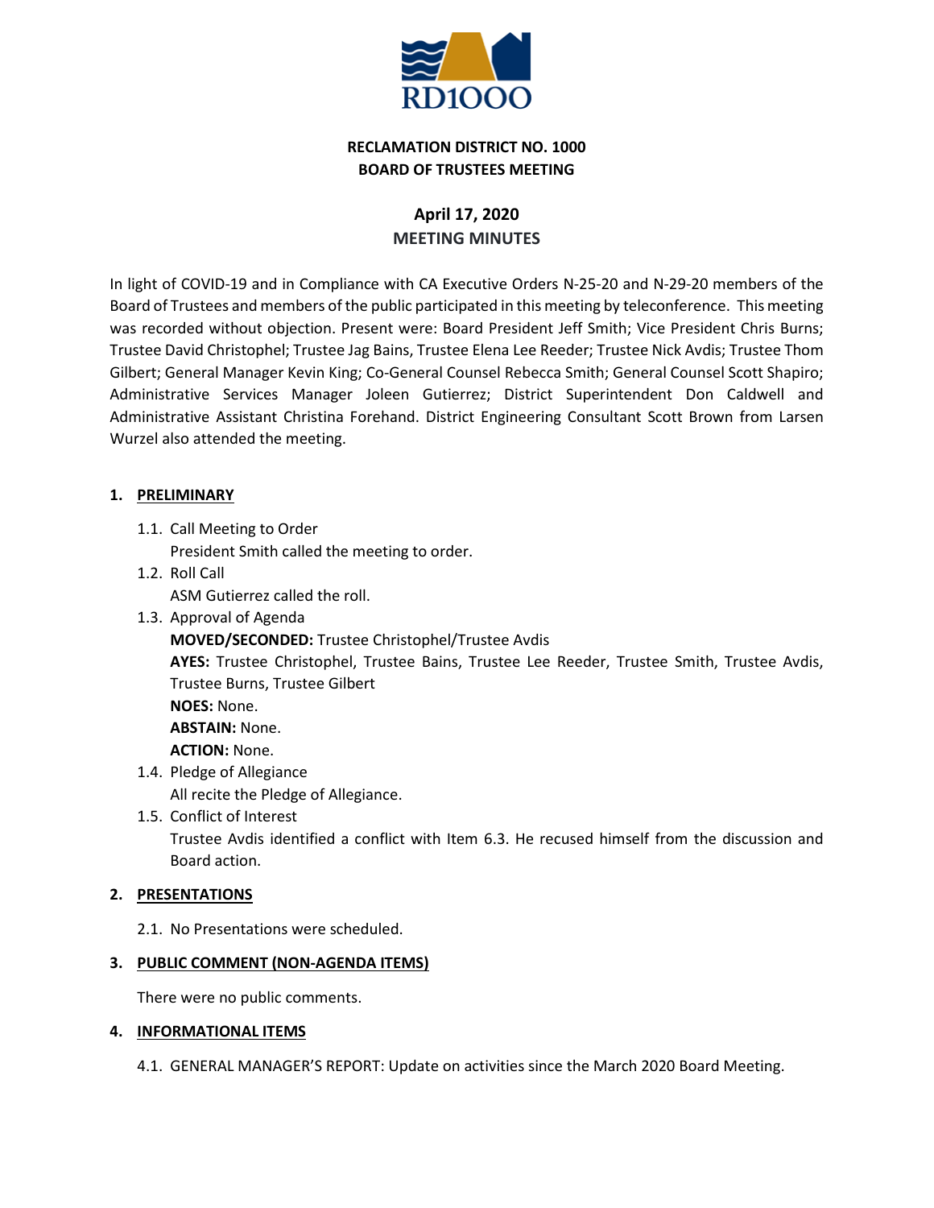RD1000

**RECLAMATION DISTRICT NO. 1000**
**BOARD OF TRUSTEES MEETING**

**April 17, 2020**
**MEETING MINUTES**

In light of COVID-19 and in Compliance with CA Executive Orders N-25-20 and N-29-20 members of the Board of Trustees and members of the public participated in this meeting by teleconference. This meeting was recorded without objection. Present were: Board President Jeff Smith; Vice President Chris Burns; Trustee David Christophel; Trustee Jag Bains, Trustee Elena Lee Reeder; Trustee Nick Avdis; Trustee Thom Gilbert; General Manager Kevin King; Co-General Counsel Rebecca Smith; General Counsel Scott Shapiro; Administrative Services Manager Joleen Gutierrez; District Superintendent Don Caldwell and Administrative Assistant Christina Forehand. District Engineering Consultant Scott Brown from Larsen Wurzel also attended the meeting.

1. **PRELIMINARY**
   - 1.1. Call Meeting to Order
     President Smith called the meeting to order.
   - 1.2. Roll Call
     ASM Gutierrez called the roll.
   - 1.3. Approval of Agenda
     **MOVED/SECONDED:** Trustee Christophel/Trustee Avdis
     **AYES:** Trustee Christophel, Trustee Bains, Trustee Lee Reeder, Trustee Smith, Trustee Avdis, Trustee Burns, Trustee Gilbert
     **NOES:** None.
     **ABSTAIN:** None.
     **ACTION:** None.
   - 1.4. Pledge of Allegiance
     All recite the Pledge of Allegiance.
   - 1.5. Conflict of Interest
     Trustee Avdis identified a conflict with Item 6.3. He recused himself from the discussion and Board action.

2. **PRESENTATIONS**
   - 2.1. No Presentations were scheduled.

3. **PUBLIC COMMENT (NON-AGENDA ITEMS)**

   There were no public comments.

4. **INFORMATIONAL ITEMS**
   - 4.1. GENERAL MANAGER'S REPORT: Update on activities since the March 2020 Board Meeting.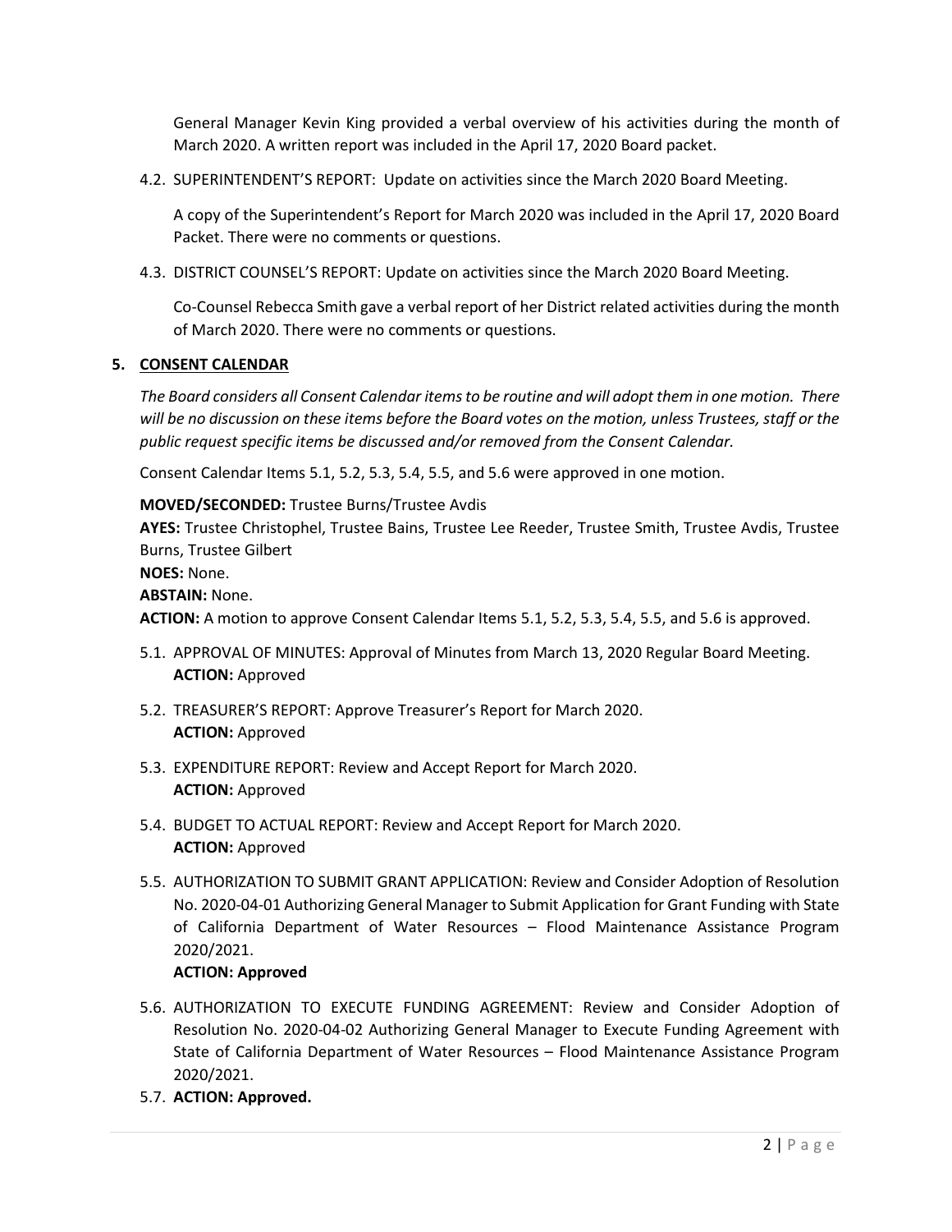General Manager Kevin King provided a verbal overview of his activities during the month of March 2020. A written report was included in the April 17, 2020 Board packet.

4.2. SUPERINTENDENT'S REPORT: Update on activities since the March 2020 Board Meeting.

A copy of the Superintendent's Report for March 2020 was included in the April 17, 2020 Board Packet. There were no comments or questions.

4.3. DISTRICT COUNSEL'S REPORT: Update on activities since the March 2020 Board Meeting.

Co-Counsel Rebecca Smith gave a verbal report of her District related activities during the month of March 2020. There were no comments or questions.

## 5. CONSENT CALENDAR

*The Board considers all Consent Calendar items to be routine and will adopt them in one motion. There will be no discussion on these items before the Board votes on the motion, unless Trustees, staff or the public request specific items be discussed and/or removed from the Consent Calendar.*

Consent Calendar Items 5.1, 5.2, 5.3, 5.4, 5.5, and 5.6 were approved in one motion.

**MOVED/SECONDED:** Trustee Burns/Trustee Avdis
**AYES:** Trustee Christophel, Trustee Bains, Trustee Lee Reeder, Trustee Smith, Trustee Avdis, Trustee Burns, Trustee Gilbert
**NOES:** None.
**ABSTAIN:** None.
**ACTION:** A motion to approve Consent Calendar Items 5.1, 5.2, 5.3, 5.4, 5.5, and 5.6 is approved.

5.1. APPROVAL OF MINUTES: Approval of Minutes from March 13, 2020 Regular Board Meeting.
**ACTION:** Approved

5.2. TREASURER'S REPORT: Approve Treasurer's Report for March 2020.
**ACTION:** Approved

5.3. EXPENDITURE REPORT: Review and Accept Report for March 2020.
**ACTION:** Approved

5.4. BUDGET TO ACTUAL REPORT: Review and Accept Report for March 2020.
**ACTION:** Approved

5.5. AUTHORIZATION TO SUBMIT GRANT APPLICATION: Review and Consider Adoption of Resolution No. 2020-04-01 Authorizing General Manager to Submit Application for Grant Funding with State of California Department of Water Resources – Flood Maintenance Assistance Program 2020/2021.
**ACTION: Approved**

5.6. AUTHORIZATION TO EXECUTE FUNDING AGREEMENT: Review and Consider Adoption of Resolution No. 2020-04-02 Authorizing General Manager to Execute Funding Agreement with State of California Department of Water Resources – Flood Maintenance Assistance Program 2020/2021.

5.7. **ACTION: Approved.**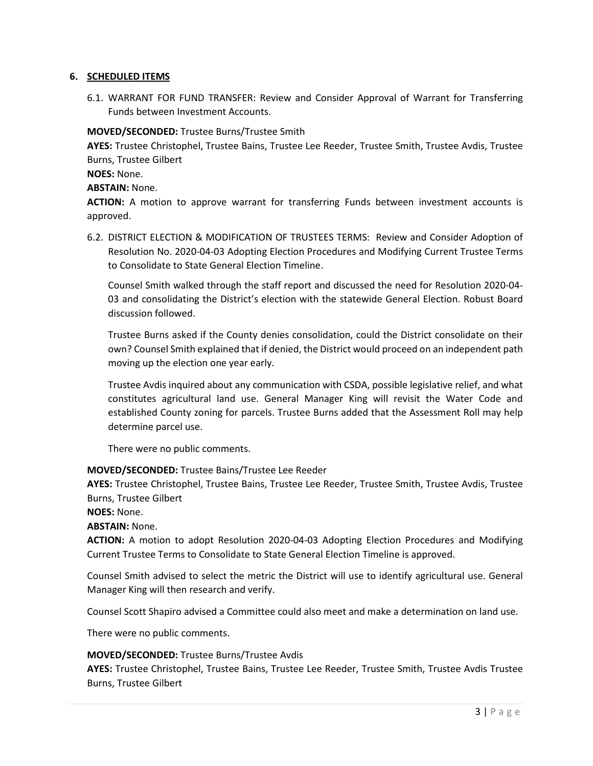## 6. SCHEDULED ITEMS

6.1. WARRANT FOR FUND TRANSFER: Review and Consider Approval of Warrant for Transferring Funds between Investment Accounts.

**MOVED/SECONDED:** Trustee Burns/Trustee Smith
**AYES:** Trustee Christophel, Trustee Bains, Trustee Lee Reeder, Trustee Smith, Trustee Avdis, Trustee Burns, Trustee Gilbert
**NOES:** None.
**ABSTAIN:** None.
**ACTION:** A motion to approve warrant for transferring Funds between investment accounts is approved.

6.2. DISTRICT ELECTION & MODIFICATION OF TRUSTEES TERMS: Review and Consider Adoption of Resolution No. 2020-04-03 Adopting Election Procedures and Modifying Current Trustee Terms to Consolidate to State General Election Timeline.

Counsel Smith walked through the staff report and discussed the need for Resolution 2020-04-03 and consolidating the District's election with the statewide General Election. Robust Board discussion followed.

Trustee Burns asked if the County denies consolidation, could the District consolidate on their own? Counsel Smith explained that if denied, the District would proceed on an independent path moving up the election one year early.

Trustee Avdis inquired about any communication with CSDA, possible legislative relief, and what constitutes agricultural land use. General Manager King will revisit the Water Code and established County zoning for parcels. Trustee Burns added that the Assessment Roll may help determine parcel use.

There were no public comments.

**MOVED/SECONDED:** Trustee Bains/Trustee Lee Reeder
**AYES:** Trustee Christophel, Trustee Bains, Trustee Lee Reeder, Trustee Smith, Trustee Avdis, Trustee Burns, Trustee Gilbert
**NOES:** None.
**ABSTAIN:** None.
**ACTION:** A motion to adopt Resolution 2020-04-03 Adopting Election Procedures and Modifying Current Trustee Terms to Consolidate to State General Election Timeline is approved.

Counsel Smith advised to select the metric the District will use to identify agricultural use. General Manager King will then research and verify.

Counsel Scott Shapiro advised a Committee could also meet and make a determination on land use.

There were no public comments.

**MOVED/SECONDED:** Trustee Burns/Trustee Avdis
**AYES:** Trustee Christophel, Trustee Bains, Trustee Lee Reeder, Trustee Smith, Trustee Avdis Trustee Burns, Trustee Gilbert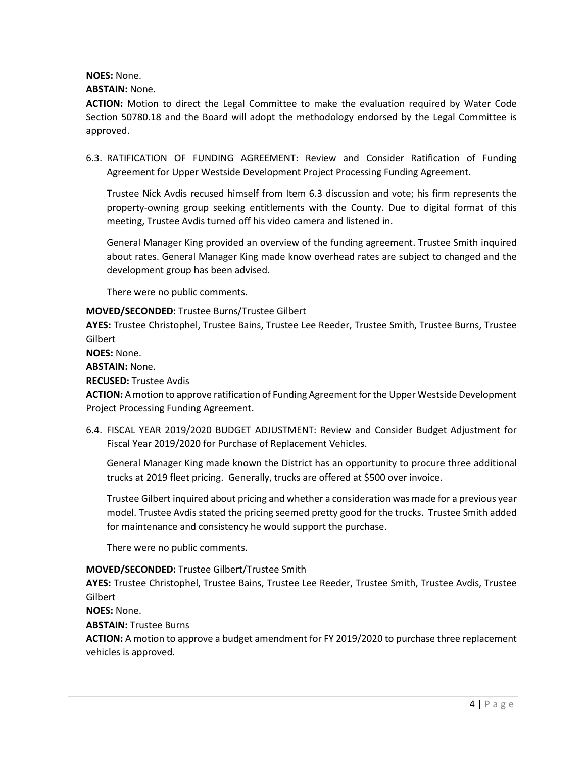**NOES:** None.

**ABSTAIN:** None.

**ACTION:** Motion to direct the Legal Committee to make the evaluation required by Water Code Section 50780.18 and the Board will adopt the methodology endorsed by the Legal Committee is approved.

6.3. RATIFICATION OF FUNDING AGREEMENT: Review and Consider Ratification of Funding Agreement for Upper Westside Development Project Processing Funding Agreement.

   Trustee Nick Avdis recused himself from Item 6.3 discussion and vote; his firm represents the property-owning group seeking entitlements with the County. Due to digital format of this meeting, Trustee Avdis turned off his video camera and listened in.

   General Manager King provided an overview of the funding agreement. Trustee Smith inquired about rates. General Manager King made know overhead rates are subject to changed and the development group has been advised.

   There were no public comments.

**MOVED/SECONDED:** Trustee Burns/Trustee Gilbert

**AYES:** Trustee Christophel, Trustee Bains, Trustee Lee Reeder, Trustee Smith, Trustee Burns, Trustee Gilbert

**NOES:** None.

**ABSTAIN:** None.

**RECUSED:** Trustee Avdis

**ACTION:** A motion to approve ratification of Funding Agreement for the Upper Westside Development Project Processing Funding Agreement.

6.4. FISCAL YEAR 2019/2020 BUDGET ADJUSTMENT: Review and Consider Budget Adjustment for Fiscal Year 2019/2020 for Purchase of Replacement Vehicles.

   General Manager King made known the District has an opportunity to procure three additional trucks at 2019 fleet pricing. Generally, trucks are offered at $500 over invoice.

   Trustee Gilbert inquired about pricing and whether a consideration was made for a previous year model. Trustee Avdis stated the pricing seemed pretty good for the trucks. Trustee Smith added for maintenance and consistency he would support the purchase.

   There were no public comments.

**MOVED/SECONDED:** Trustee Gilbert/Trustee Smith

**AYES:** Trustee Christophel, Trustee Bains, Trustee Lee Reeder, Trustee Smith, Trustee Avdis, Trustee Gilbert

**NOES:** None.

**ABSTAIN:** Trustee Burns

**ACTION:** A motion to approve a budget amendment for FY 2019/2020 to purchase three replacement vehicles is approved.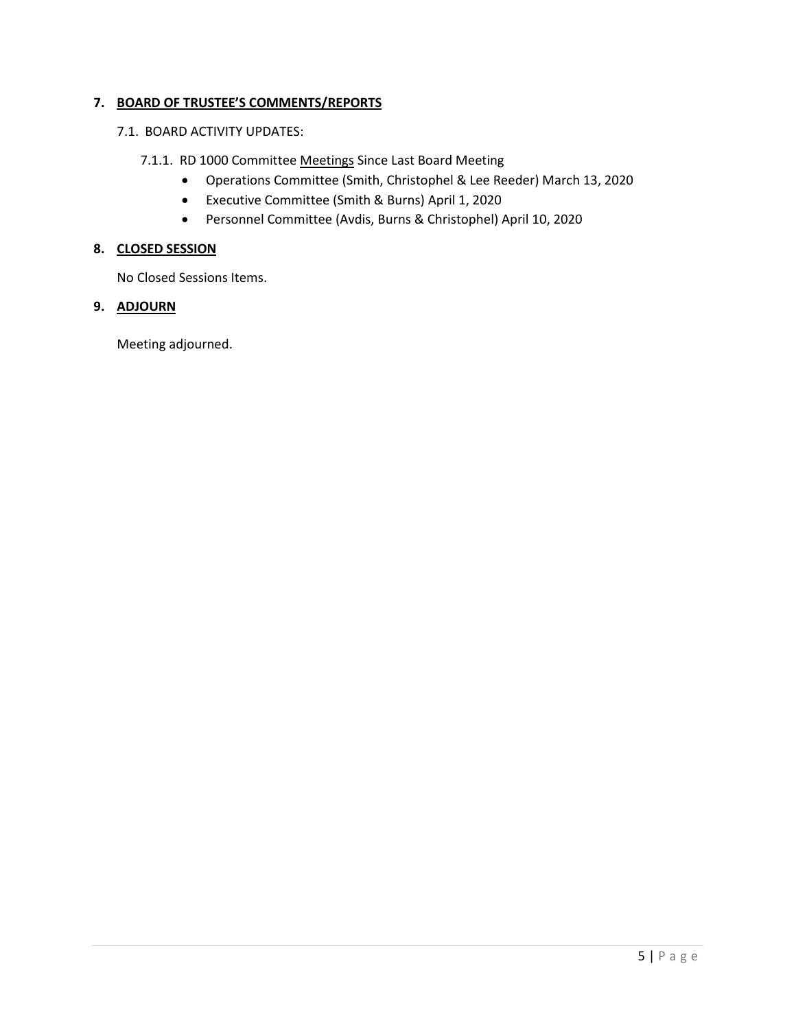## 7. **BOARD OF TRUSTEE'S COMMENTS/REPORTS**

7.1. BOARD ACTIVITY UPDATES:

7.1.1. RD 1000 Committee Meetings Since Last Board Meeting

- Operations Committee (Smith, Christophel & Lee Reeder) March 13, 2020
- Executive Committee (Smith & Burns) April 1, 2020
- Personnel Committee (Avdis, Burns & Christophel) April 10, 2020

## 8. **CLOSED SESSION**

No Closed Sessions Items.

## 9. **ADJOURN**

Meeting adjourned.